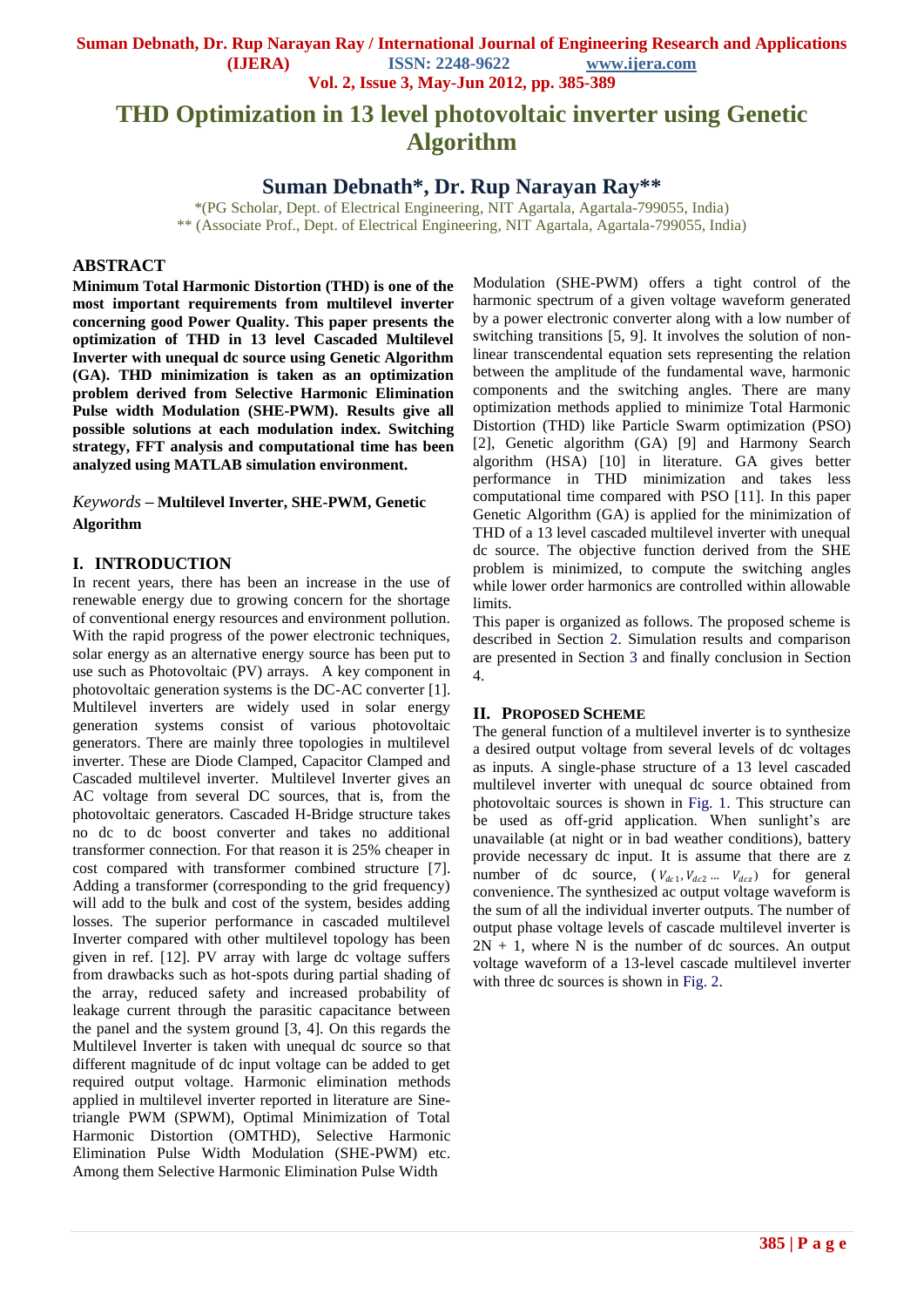# THD Optimization in 13 level photovoltaic inverter using Genetic Algorithm

## Suman Debnath*, Dr. Rup Narayan Ray**

*(PG Scholar, Dept. of Electrical Engineering, NIT Agartala, Agartala-799055, India)
** (Associate Prof., Dept. of Electrical Engineering, NIT Agartala, Agartala-799055, India)

### ABSTRACT

**Minimum Total Harmonic Distortion (THD) is one of the most important requirements from multilevel inverter concerning good Power Quality. This paper presents the optimization of THD in 13 level Cascaded Multilevel Inverter with unequal dc source using Genetic Algorithm (GA). THD minimization is taken as an optimization problem derived from Selective Harmonic Elimination Pulse width Modulation (SHE-PWM). Results give all possible solutions at each modulation index. Switching strategy, FFT analysis and computational time has been analyzed using MATLAB simulation environment.**

*Keywords* – **Multilevel Inverter, SHE-PWM, Genetic Algorithm**

### I. INTRODUCTION

In recent years, there has been an increase in the use of renewable energy due to growing concern for the shortage of conventional energy resources and environment pollution. With the rapid progress of the power electronic techniques, solar energy as an alternative energy source has been put to use such as Photovoltaic (PV) arrays. A key component in photovoltaic generation systems is the DC-AC converter [1]. Multilevel inverters are widely used in solar energy generation systems consist of various photovoltaic generators. There are mainly three topologies in multilevel inverter. These are Diode Clamped, Capacitor Clamped and Cascaded multilevel inverter. Multilevel Inverter gives an AC voltage from several DC sources, that is, from the photovoltaic generators. Cascaded H-Bridge structure takes no dc to dc boost converter and takes no additional transformer connection. For that reason it is 25% cheaper in cost compared with transformer combined structure [7]. Adding a transformer (corresponding to the grid frequency) will add to the bulk and cost of the system, besides adding losses. The superior performance in cascaded multilevel Inverter compared with other multilevel topology has been given in ref. [12]. PV array with large dc voltage suffers from drawbacks such as hot-spots during partial shading of the array, reduced safety and increased probability of leakage current through the parasitic capacitance between the panel and the system ground [3, 4]. On this regards the Multilevel Inverter is taken with unequal dc source so that different magnitude of dc input voltage can be added to get required output voltage. Harmonic elimination methods applied in multilevel inverter reported in literature are Sine-triangle PWM (SPWM), Optimal Minimization of Total Harmonic Distortion (OMTHD), Selective Harmonic Elimination Pulse Width Modulation (SHE-PWM) etc. Among them Selective Harmonic Elimination Pulse Width Modulation (SHE-PWM) offers a tight control of the harmonic spectrum of a given voltage waveform generated by a power electronic converter along with a low number of switching transitions [5, 9]. It involves the solution of non-linear transcendental equation sets representing the relation between the amplitude of the fundamental wave, harmonic components and the switching angles. There are many optimization methods applied to minimize Total Harmonic Distortion (THD) like Particle Swarm optimization (PSO) [2], Genetic algorithm (GA) [9] and Harmony Search algorithm (HSA) [10] in literature. GA gives better performance in THD minimization and takes less computational time compared with PSO [11]. In this paper Genetic Algorithm (GA) is applied for the minimization of THD of a 13 level cascaded multilevel inverter with unequal dc source. The objective function derived from the SHE problem is minimized, to compute the switching angles while lower order harmonics are controlled within allowable limits.

This paper is organized as follows. The proposed scheme is described in Section 2. Simulation results and comparison are presented in Section 3 and finally conclusion in Section 4.

### II. PROPOSED SCHEME

The general function of a multilevel inverter is to synthesize a desired output voltage from several levels of dc voltages as inputs. A single-phase structure of a 13 level cascaded multilevel inverter with unequal dc source obtained from photovoltaic sources is shown in Fig. 1. This structure can be used as off-grid application. When sunlight's are unavailable (at night or in bad weather conditions), battery provide necessary dc input. It is assume that there are z number of dc source, $(V_{dc1}, V_{dc2} \dots V_{dcz})$ for general convenience. The synthesized ac output voltage waveform is the sum of all the individual inverter outputs. The number of output phase voltage levels of cascade multilevel inverter is 2N + 1, where N is the number of dc sources. An output voltage waveform of a 13-level cascade multilevel inverter with three dc sources is shown in Fig. 2.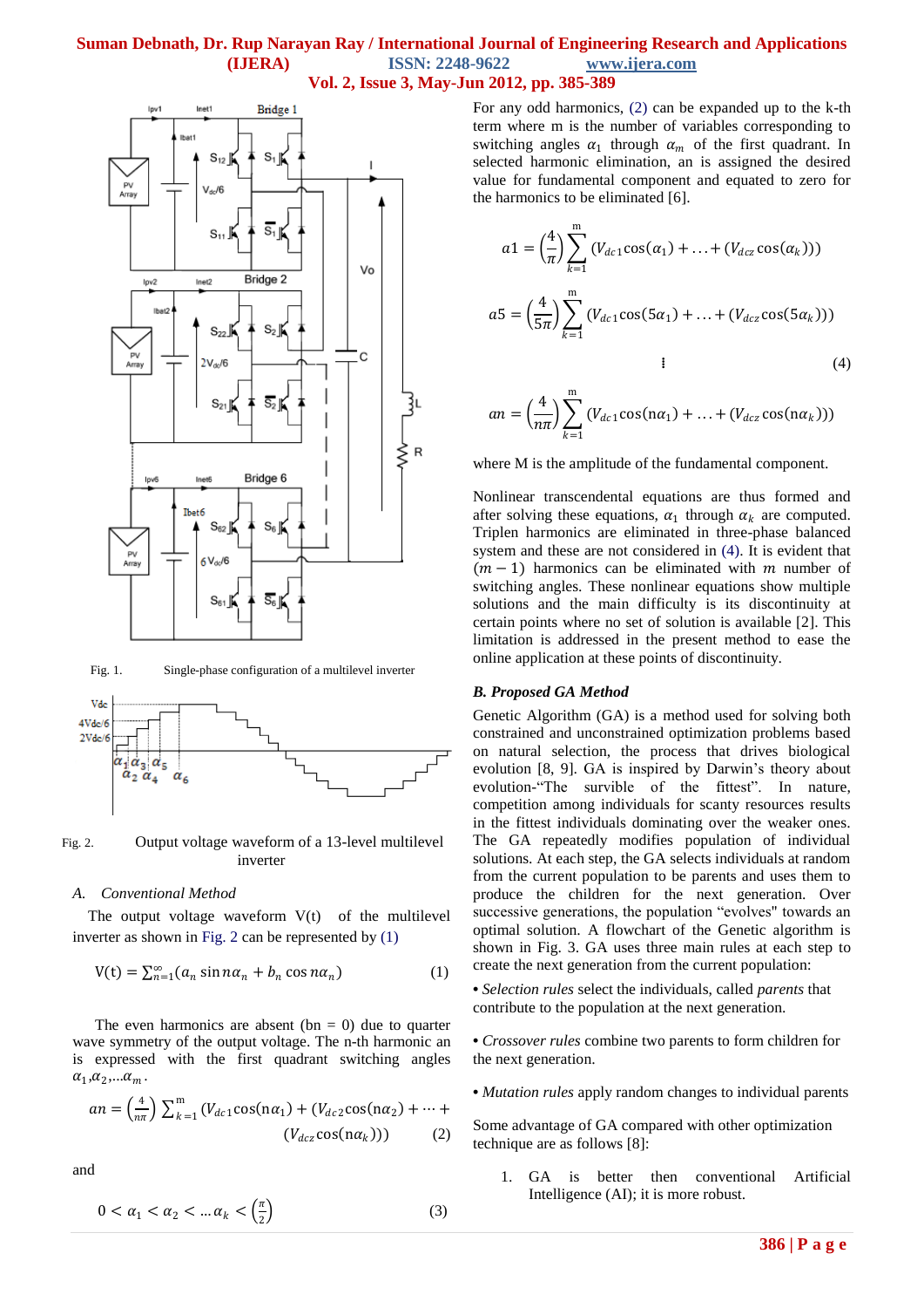Fig. 1. Single-phase configuration of a multilevel inverter

Fig. 2. Output voltage waveform of a 13-level multilevel inverter

*A. Conventional Method*

The output voltage waveform V(t) of the multilevel inverter as shown in Fig. 2 can be represented by (1)

$$V(t) = \sum_{n=1}^{\infty}(a_n \sin n\alpha_n + b_n \cos n\alpha_n) \quad (1)$$

The even harmonics are absent (bn = 0) due to quarter wave symmetry of the output voltage. The n-th harmonic an is expressed with the first quadrant switching angles $\alpha_1, \alpha_2, \ldots \alpha_m$.

$$an = \left(\frac{4}{n\pi}\right)\sum_{k=1}^{m}(V_{dc1}\cos(n\alpha_1) + (V_{dc2}\cos(n\alpha_2) + \cdots + (V_{dcz}\cos(n\alpha_k))) \quad (2)$$

and

$$0 < \alpha_1 < \alpha_2 < \ldots \alpha_k < \left(\frac{\pi}{2}\right) \quad (3)$$

For any odd harmonics, (2) can be expanded up to the k-th term where m is the number of variables corresponding to switching angles $\alpha_1$ through $\alpha_m$ of the first quadrant. In selected harmonic elimination, an is assigned the desired value for fundamental component and equated to zero for the harmonics to be eliminated [6].

$$a1 = \left(\frac{4}{\pi}\right)\sum_{k=1}^{m}(V_{dc1}\cos(\alpha_1) + \ldots + (V_{dcz}\cos(\alpha_k)))$$

$$a5 = \left(\frac{4}{5\pi}\right)\sum_{k=1}^{m}(V_{dc1}\cos(5\alpha_1) + \ldots + (V_{dcz}\cos(5\alpha_k)))$$

$$\vdots \quad (4)$$

$$an = \left(\frac{4}{n\pi}\right)\sum_{k=1}^{m}(V_{dc1}\cos(n\alpha_1) + \ldots + (V_{dcz}\cos(n\alpha_k)))$$

where M is the amplitude of the fundamental component.

Nonlinear transcendental equations are thus formed and after solving these equations, $\alpha_1$ through $\alpha_k$ are computed. Triplen harmonics are eliminated in three-phase balanced system and these are not considered in (4). It is evident that $(m-1)$ harmonics can be eliminated with $m$ number of switching angles. These nonlinear equations show multiple solutions and the main difficulty is its discontinuity at certain points where no set of solution is available [2]. This limitation is addressed in the present method to ease the online application at these points of discontinuity.

### *B. Proposed GA Method*

Genetic Algorithm (GA) is a method used for solving both constrained and unconstrained optimization problems based on natural selection, the process that drives biological evolution [8, 9]. GA is inspired by Darwin's theory about evolution-"The survible of the fittest". In nature, competition among individuals for scanty resources results in the fittest individuals dominating over the weaker ones. The GA repeatedly modifies population of individual solutions. At each step, the GA selects individuals at random from the current population to be parents and uses them to produce the children for the next generation. Over successive generations, the population "evolves" towards an optimal solution. A flowchart of the Genetic algorithm is shown in Fig. 3. GA uses three main rules at each step to create the next generation from the current population:

- *Selection rules* select the individuals, called *parents* that contribute to the population at the next generation.
- *Crossover rules* combine two parents to form children for the next generation.
- *Mutation rules* apply random changes to individual parents

Some advantage of GA compared with other optimization technique are as follows [8]:

1. GA is better then conventional Artificial Intelligence (AI); it is more robust.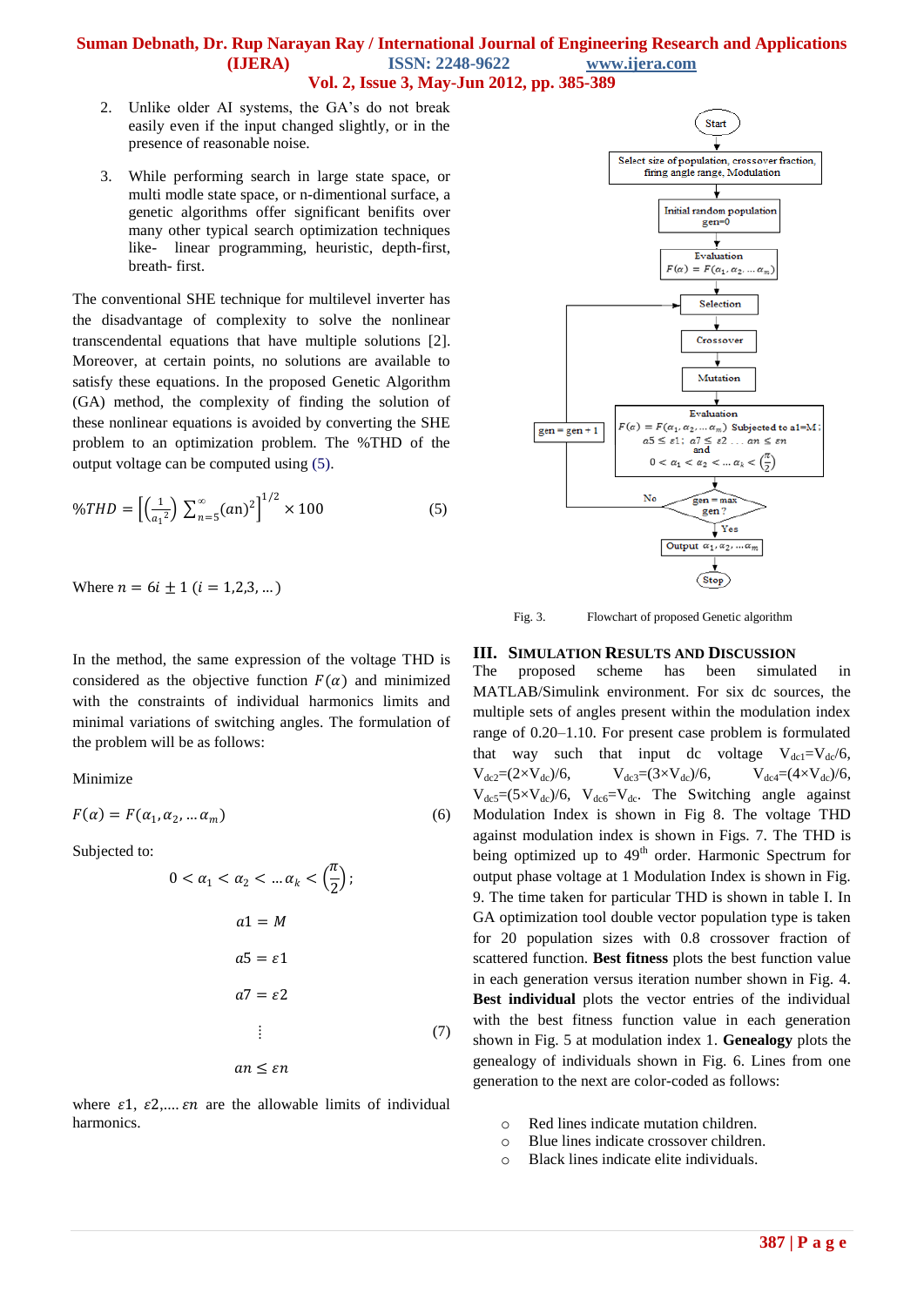2. Unlike older AI systems, the GA's do not break easily even if the input changed slightly, or in the presence of reasonable noise.
3. While performing search in large state space, or multi modle state space, or n-dimentional surface, a genetic algorithms offer significant benifits over many other typical search optimization techniques like- linear programming, heuristic, depth-first, breath- first.

The conventional SHE technique for multilevel inverter has the disadvantage of complexity to solve the nonlinear transcendental equations that have multiple solutions [2]. Moreover, at certain points, no solutions are available to satisfy these equations. In the proposed Genetic Algorithm (GA) method, the complexity of finding the solution of these nonlinear equations is avoided by converting the SHE problem to an optimization problem. The %THD of the output voltage can be computed using (5).

$$\%THD = \left[\left(\frac{1}{{a_1}^2}\right)\sum_{n=5}^{\infty}(an)^2\right]^{1/2} \times 100 \qquad (5)$$

Where $n = 6i \pm 1 \ (i = 1,2,3, \dots)$

In the method, the same expression of the voltage THD is considered as the objective function $F(\alpha)$ and minimized with the constraints of individual harmonics limits and minimal variations of switching angles. The formulation of the problem will be as follows:

Minimize

$$F(\alpha) = F(\alpha_1, \alpha_2, \dots \alpha_m) \qquad (6)$$

Subjected to:

$$0 < \alpha_1 < \alpha_2 < \dots \alpha_k < \left(\frac{\pi}{2}\right);$$

$$a1 = M$$

$$a5 = \varepsilon 1$$

$$a7 = \varepsilon 2$$

$$\vdots \qquad (7)$$

$$an \leq \varepsilon n$$

where $\varepsilon 1$, $\varepsilon 2$,.... $\varepsilon n$ are the allowable limits of individual harmonics.

Start → Select size of population, crossover fraction, firing angle range, Modulation → Initial random population gen=0 → Evaluation $F(\alpha) = F(\alpha_1, \alpha_2, \dots \alpha_m)$ → Selection → Crossover → Mutation → Evaluation $F(\alpha) = F(\alpha_1, \alpha_2, \dots \alpha_m)$ Subjected to a1=M; $a5 \leq \varepsilon 1$; $a7 \leq \varepsilon 2$ ... $an \leq \varepsilon n$ and $0 < \alpha_1 < \alpha_2 < \dots \alpha_k < \left(\frac{\pi}{2}\right)$ → gen = max gen ? (No → gen = gen + 1 → Selection; Yes →) Output $\alpha_1, \alpha_2, \dots \alpha_m$ → Stop

Fig. 3. Flowchart of proposed Genetic algorithm

## III. Simulation Results and Discussion

The proposed scheme has been simulated in MATLAB/Simulink environment. For six dc sources, the multiple sets of angles present within the modulation index range of 0.20–1.10. For present case problem is formulated that way such that input dc voltage $V_{dc1}=V_{dc}/6$, $V_{dc2}=(2\times V_{dc})/6$, $V_{dc3}=(3\times V_{dc})/6$, $V_{dc4}=(4\times V_{dc})/6$, $V_{dc5}=(5\times V_{dc})/6$, $V_{dc6}=V_{dc}$. The Switching angle against Modulation Index is shown in Fig 8. The voltage THD against modulation index is shown in Figs. 7. The THD is being optimized up to 49th order. Harmonic Spectrum for output phase voltage at 1 Modulation Index is shown in Fig. 9. The time taken for particular THD is shown in table I. In GA optimization tool double vector population type is taken for 20 population sizes with 0.8 crossover fraction of scattered function. **Best fitness** plots the best function value in each generation versus iteration number shown in Fig. 4. **Best individual** plots the vector entries of the individual with the best fitness function value in each generation shown in Fig. 5 at modulation index 1. **Genealogy** plots the genealogy of individuals shown in Fig. 6. Lines from one generation to the next are color-coded as follows:

- Red lines indicate mutation children.
- Blue lines indicate crossover children.
- Black lines indicate elite individuals.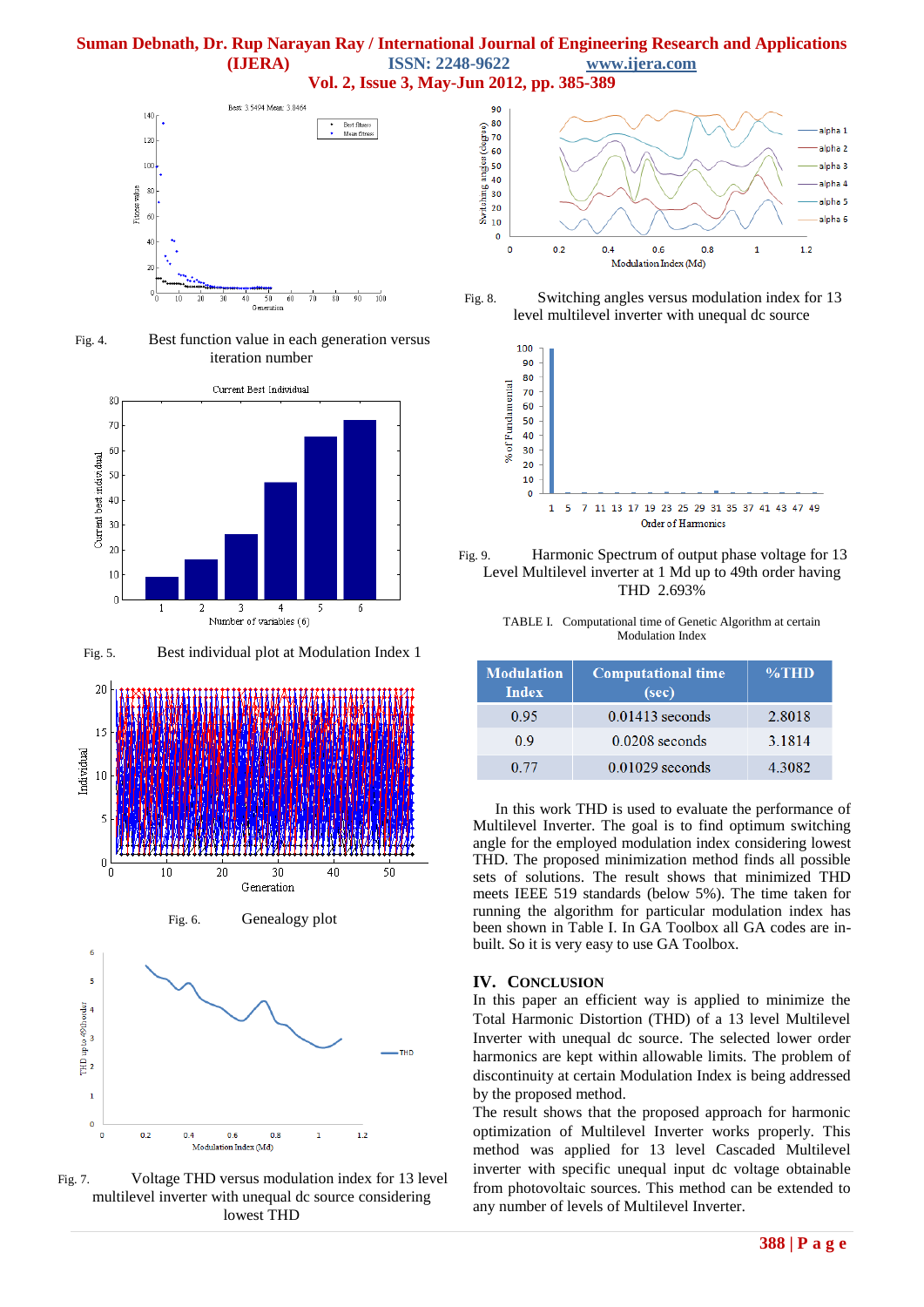Fig. 4. Best function value in each generation versus iteration number

Fig. 5. Best individual plot at Modulation Index 1

Fig. 6. Genealogy plot

Fig. 7. Voltage THD versus modulation index for 13 level multilevel inverter with unequal dc source considering lowest THD

Fig. 8. Switching angles versus modulation index for 13 level multilevel inverter with unequal dc source

Fig. 9. Harmonic Spectrum of output phase voltage for 13 Level Multilevel inverter at 1 Md up to 49th order having THD 2.693%

TABLE I. Computational time of Genetic Algorithm at certain Modulation Index

| Modulation Index | Computational time (sec) | %THD |
|---|---|---|
| 0.95 | 0.01413 seconds | 2.8018 |
| 0.9 | 0.0208 seconds | 3.1814 |
| 0.77 | 0.01029 seconds | 4.3082 |

In this work THD is used to evaluate the performance of Multilevel Inverter. The goal is to find optimum switching angle for the employed modulation index considering lowest THD. The proposed minimization method finds all possible sets of solutions. The result shows that minimized THD meets IEEE 519 standards (below 5%). The time taken for running the algorithm for particular modulation index has been shown in Table I. In GA Toolbox all GA codes are in-built. So it is very easy to use GA Toolbox.

## IV. Conclusion

In this paper an efficient way is applied to minimize the Total Harmonic Distortion (THD) of a 13 level Multilevel Inverter with unequal dc source. The selected lower order harmonics are kept within allowable limits. The problem of discontinuity at certain Modulation Index is being addressed by the proposed method.

The result shows that the proposed approach for harmonic optimization of Multilevel Inverter works properly. This method was applied for 13 level Cascaded Multilevel inverter with specific unequal input dc voltage obtainable from photovoltaic sources. This method can be extended to any number of levels of Multilevel Inverter.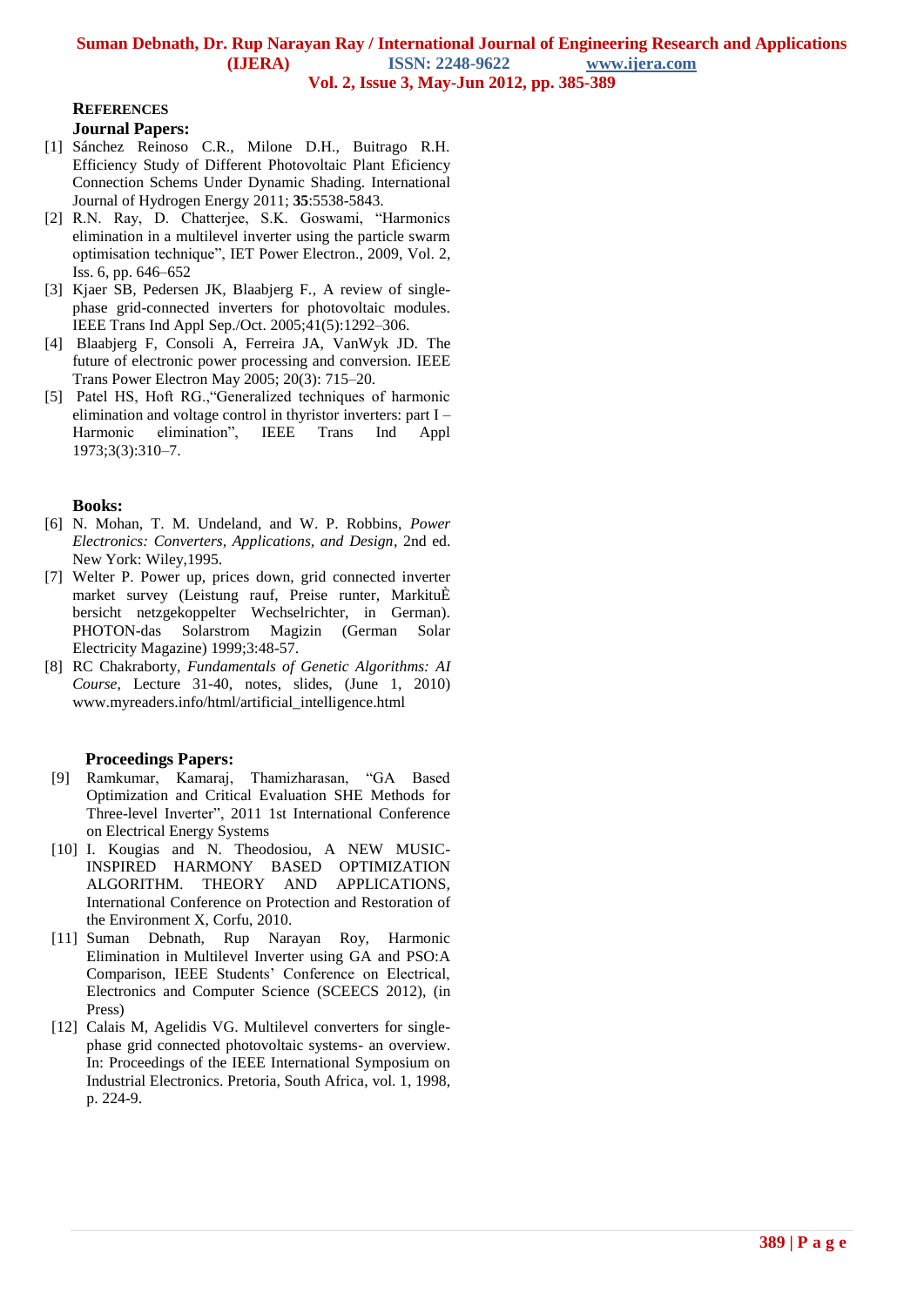## REFERENCES

### Journal Papers:

[1] Sánchez Reinoso C.R., Milone D.H., Buitrago R.H. Efficiency Study of Different Photovoltaic Plant Eficiency Connection Schems Under Dynamic Shading. International Journal of Hydrogen Energy 2011; **35**:5538-5843.

[2] R.N. Ray, D. Chatterjee, S.K. Goswami, "Harmonics elimination in a multilevel inverter using the particle swarm optimisation technique", IET Power Electron., 2009, Vol. 2, Iss. 6, pp. 646–652

[3] Kjaer SB, Pedersen JK, Blaabjerg F., A review of single-phase grid-connected inverters for photovoltaic modules. IEEE Trans Ind Appl Sep./Oct. 2005;41(5):1292–306.

[4] Blaabjerg F, Consoli A, Ferreira JA, VanWyk JD. The future of electronic power processing and conversion. IEEE Trans Power Electron May 2005; 20(3): 715–20.

[5] Patel HS, Hoft RG.,"Generalized techniques of harmonic elimination and voltage control in thyristor inverters: part I – Harmonic elimination", IEEE Trans Ind Appl 1973;3(3):310–7.

### Books:

[6] N. Mohan, T. M. Undeland, and W. P. Robbins, *Power Electronics: Converters, Applications, and Design*, 2nd ed. New York: Wiley,1995.

[7] Welter P. Power up, prices down, grid connected inverter market survey (Leistung rauf, Preise runter, MarktuÈ bersicht netzgekoppelter Wechselrichter, in German). PHOTON-das Solarstrom Magizin (German Solar Electricity Magazine) 1999;3:48-57.

[8] RC Chakraborty, *Fundamentals of Genetic Algorithms: AI Course*, Lecture 31-40, notes, slides, (June 1, 2010) www.myreaders.info/html/artificial_intelligence.html

### Proceedings Papers:

[9] Ramkumar, Kamaraj, Thamizharasan, "GA Based Optimization and Critical Evaluation SHE Methods for Three-level Inverter", 2011 1st International Conference on Electrical Energy Systems

[10] I. Kougias and N. Theodosiou, A NEW MUSIC-INSPIRED HARMONY BASED OPTIMIZATION ALGORITHM. THEORY AND APPLICATIONS, International Conference on Protection and Restoration of the Environment X, Corfu, 2010.

[11] Suman Debnath, Rup Narayan Roy, Harmonic Elimination in Multilevel Inverter using GA and PSO:A Comparison, IEEE Students' Conference on Electrical, Electronics and Computer Science (SCEECS 2012), (in Press)

[12] Calais M, Agelidis VG. Multilevel converters for single-phase grid connected photovoltaic systems- an overview. In: Proceedings of the IEEE International Symposium on Industrial Electronics. Pretoria, South Africa, vol. 1, 1998, p. 224-9.